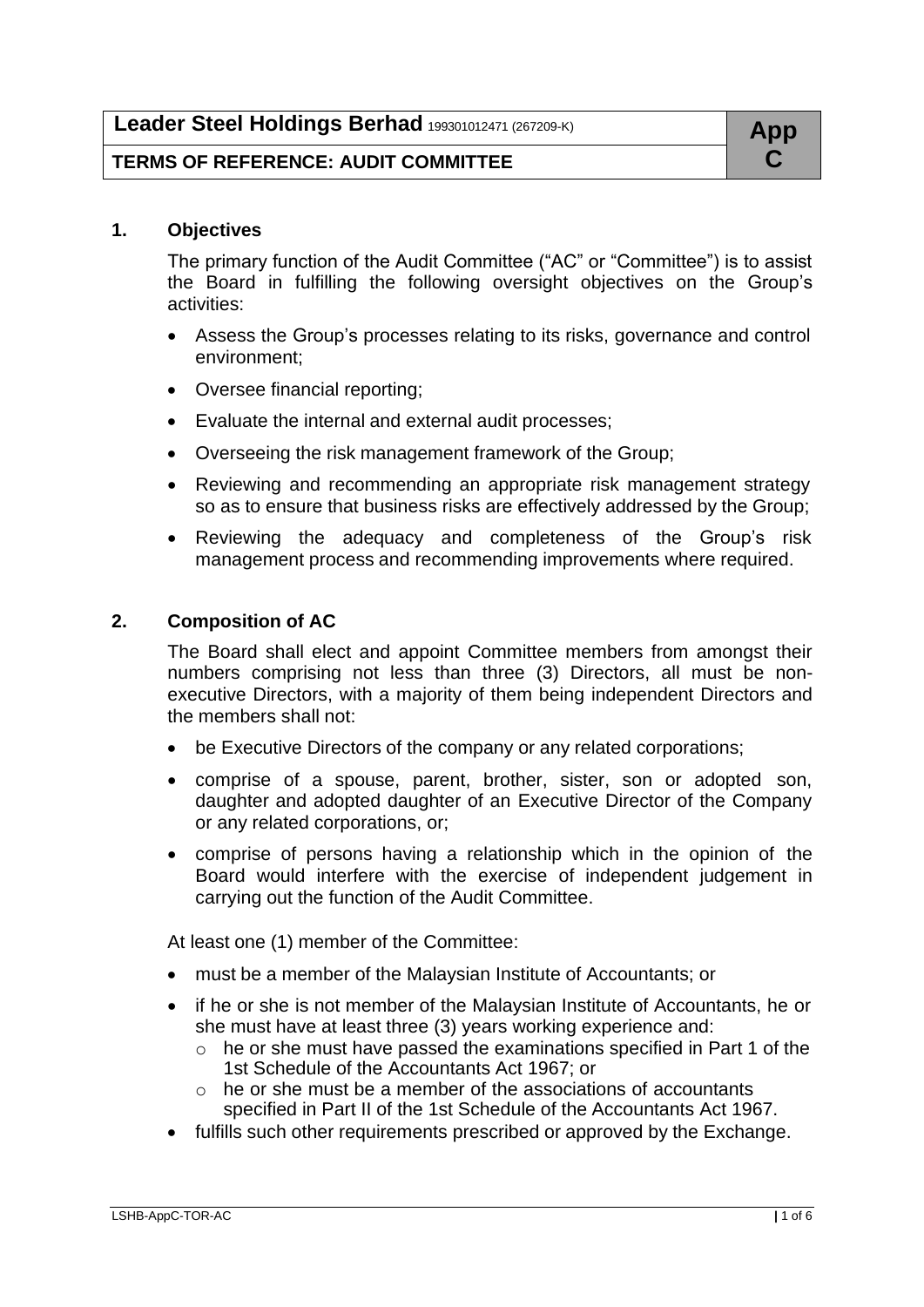**Leader Steel Holdings Berhad** 199301012471 (267209-K)

**TERMS OF REFERENCE: AUDIT COMMITTEE**

**App C**

## 1. Objectives

The primary function of the Audit Committee ("AC" or "Committee") is to assist the Board in fulfilling the following oversight objectives on the Group's activities:

- Assess the Group's processes relating to its risks, governance and control environment;
- Oversee financial reporting;
- Evaluate the internal and external audit processes;
- Overseeing the risk management framework of the Group;
- Reviewing and recommending an appropriate risk management strategy so as to ensure that business risks are effectively addressed by the Group;
- Reviewing the adequacy and completeness of the Group's risk management process and recommending improvements where required.

## 2. Composition of AC

The Board shall elect and appoint Committee members from amongst their numbers comprising not less than three (3) Directors, all must be non-executive Directors, with a majority of them being independent Directors and the members shall not:

- be Executive Directors of the company or any related corporations;
- comprise of a spouse, parent, brother, sister, son or adopted son, daughter and adopted daughter of an Executive Director of the Company or any related corporations, or;
- comprise of persons having a relationship which in the opinion of the Board would interfere with the exercise of independent judgement in carrying out the function of the Audit Committee.

At least one (1) member of the Committee:

- must be a member of the Malaysian Institute of Accountants; or
- if he or she is not member of the Malaysian Institute of Accountants, he or she must have at least three (3) years working experience and:
  - he or she must have passed the examinations specified in Part 1 of the 1st Schedule of the Accountants Act 1967; or
  - he or she must be a member of the associations of accountants specified in Part II of the 1st Schedule of the Accountants Act 1967.
- fulfills such other requirements prescribed or approved by the Exchange.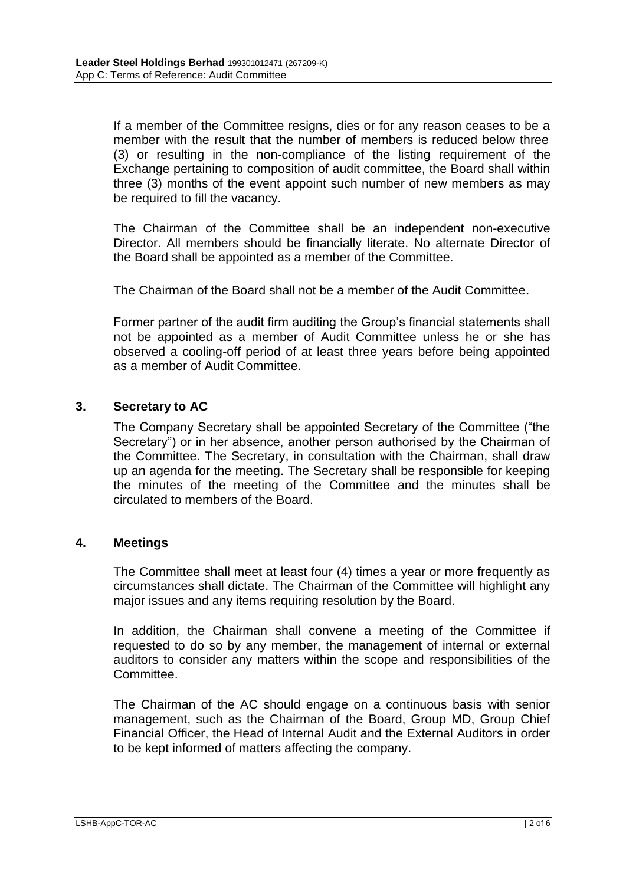If a member of the Committee resigns, dies or for any reason ceases to be a member with the result that the number of members is reduced below three (3) or resulting in the non-compliance of the listing requirement of the Exchange pertaining to composition of audit committee, the Board shall within three (3) months of the event appoint such number of new members as may be required to fill the vacancy.

The Chairman of the Committee shall be an independent non-executive Director. All members should be financially literate. No alternate Director of the Board shall be appointed as a member of the Committee.

The Chairman of the Board shall not be a member of the Audit Committee.

Former partner of the audit firm auditing the Group's financial statements shall not be appointed as a member of Audit Committee unless he or she has observed a cooling-off period of at least three years before being appointed as a member of Audit Committee.

## 3. Secretary to AC

The Company Secretary shall be appointed Secretary of the Committee ("the Secretary") or in her absence, another person authorised by the Chairman of the Committee. The Secretary, in consultation with the Chairman, shall draw up an agenda for the meeting. The Secretary shall be responsible for keeping the minutes of the meeting of the Committee and the minutes shall be circulated to members of the Board.

## 4. Meetings

The Committee shall meet at least four (4) times a year or more frequently as circumstances shall dictate. The Chairman of the Committee will highlight any major issues and any items requiring resolution by the Board.

In addition, the Chairman shall convene a meeting of the Committee if requested to do so by any member, the management of internal or external auditors to consider any matters within the scope and responsibilities of the Committee.

The Chairman of the AC should engage on a continuous basis with senior management, such as the Chairman of the Board, Group MD, Group Chief Financial Officer, the Head of Internal Audit and the External Auditors in order to be kept informed of matters affecting the company.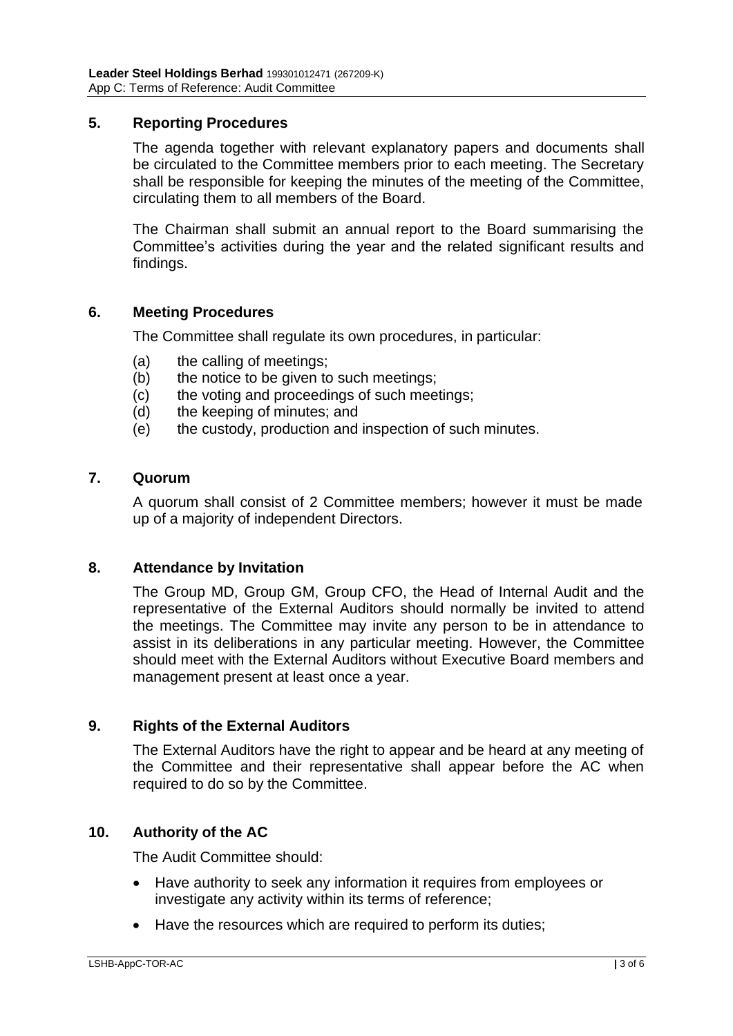## 5. Reporting Procedures

The agenda together with relevant explanatory papers and documents shall be circulated to the Committee members prior to each meeting. The Secretary shall be responsible for keeping the minutes of the meeting of the Committee, circulating them to all members of the Board.

The Chairman shall submit an annual report to the Board summarising the Committee's activities during the year and the related significant results and findings.

## 6. Meeting Procedures

The Committee shall regulate its own procedures, in particular:

(a) the calling of meetings;
(b) the notice to be given to such meetings;
(c) the voting and proceedings of such meetings;
(d) the keeping of minutes; and
(e) the custody, production and inspection of such minutes.

## 7. Quorum

A quorum shall consist of 2 Committee members; however it must be made up of a majority of independent Directors.

## 8. Attendance by Invitation

The Group MD, Group GM, Group CFO, the Head of Internal Audit and the representative of the External Auditors should normally be invited to attend the meetings. The Committee may invite any person to be in attendance to assist in its deliberations in any particular meeting. However, the Committee should meet with the External Auditors without Executive Board members and management present at least once a year.

## 9. Rights of the External Auditors

The External Auditors have the right to appear and be heard at any meeting of the Committee and their representative shall appear before the AC when required to do so by the Committee.

## 10. Authority of the AC

The Audit Committee should:

- Have authority to seek any information it requires from employees or investigate any activity within its terms of reference;
- Have the resources which are required to perform its duties;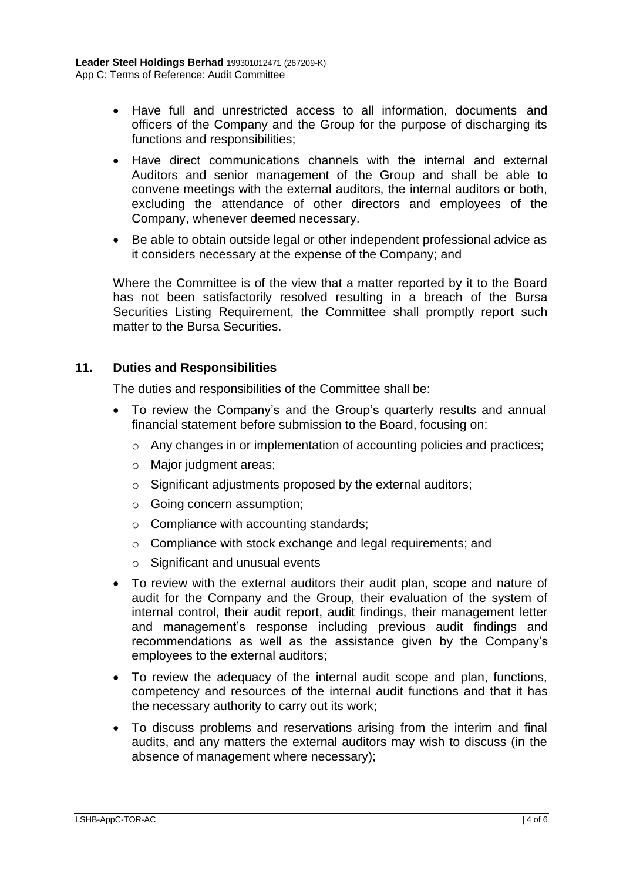- Have full and unrestricted access to all information, documents and officers of the Company and the Group for the purpose of discharging its functions and responsibilities;
- Have direct communications channels with the internal and external Auditors and senior management of the Group and shall be able to convene meetings with the external auditors, the internal auditors or both, excluding the attendance of other directors and employees of the Company, whenever deemed necessary.
- Be able to obtain outside legal or other independent professional advice as it considers necessary at the expense of the Company; and

Where the Committee is of the view that a matter reported by it to the Board has not been satisfactorily resolved resulting in a breach of the Bursa Securities Listing Requirement, the Committee shall promptly report such matter to the Bursa Securities.

## 11. Duties and Responsibilities

The duties and responsibilities of the Committee shall be:

- To review the Company's and the Group's quarterly results and annual financial statement before submission to the Board, focusing on:
  - Any changes in or implementation of accounting policies and practices;
  - Major judgment areas;
  - Significant adjustments proposed by the external auditors;
  - Going concern assumption;
  - Compliance with accounting standards;
  - Compliance with stock exchange and legal requirements; and
  - Significant and unusual events
- To review with the external auditors their audit plan, scope and nature of audit for the Company and the Group, their evaluation of the system of internal control, their audit report, audit findings, their management letter and management's response including previous audit findings and recommendations as well as the assistance given by the Company's employees to the external auditors;
- To review the adequacy of the internal audit scope and plan, functions, competency and resources of the internal audit functions and that it has the necessary authority to carry out its work;
- To discuss problems and reservations arising from the interim and final audits, and any matters the external auditors may wish to discuss (in the absence of management where necessary);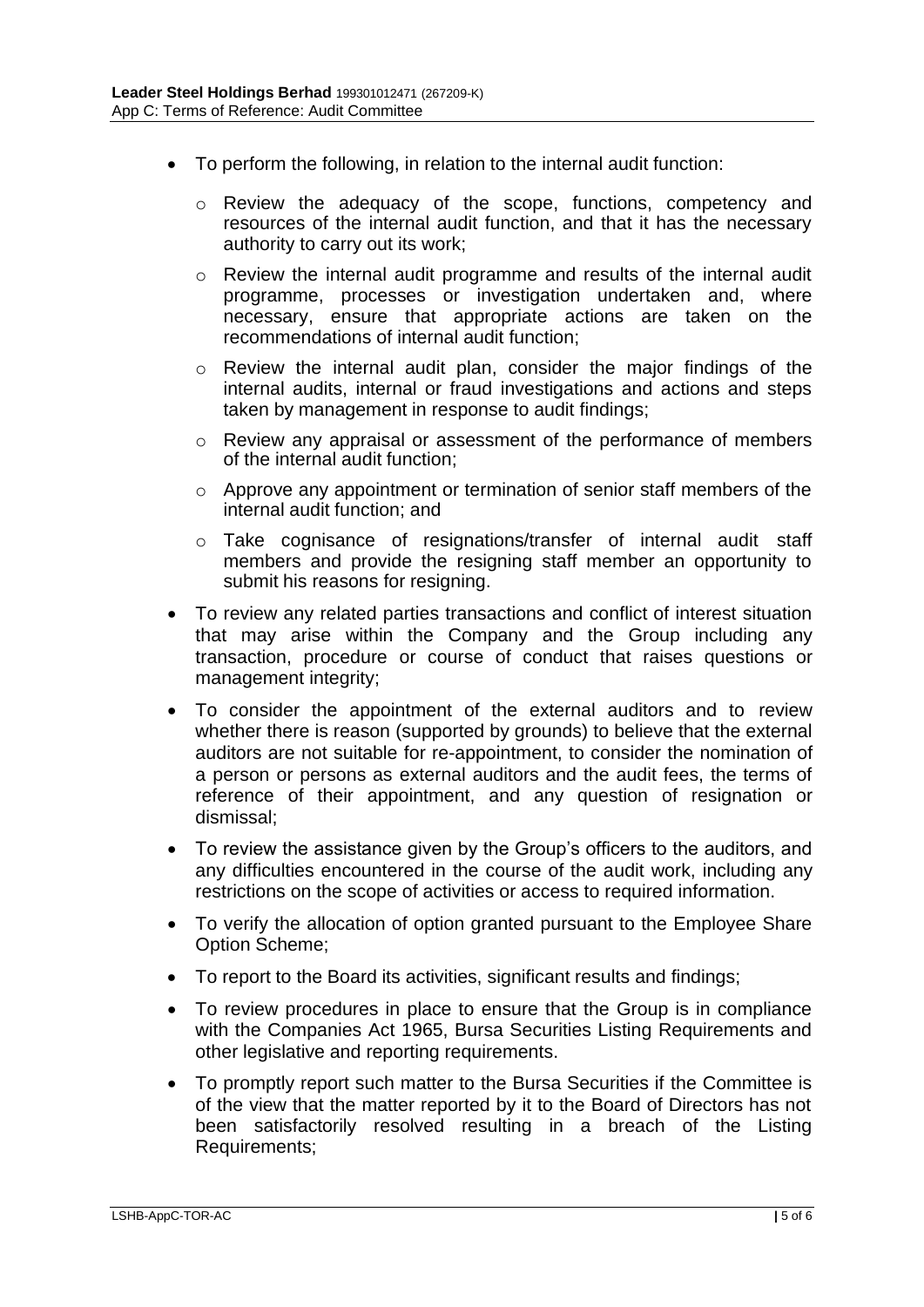- To perform the following, in relation to the internal audit function:
  - Review the adequacy of the scope, functions, competency and resources of the internal audit function, and that it has the necessary authority to carry out its work;
  - Review the internal audit programme and results of the internal audit programme, processes or investigation undertaken and, where necessary, ensure that appropriate actions are taken on the recommendations of internal audit function;
  - Review the internal audit plan, consider the major findings of the internal audits, internal or fraud investigations and actions and steps taken by management in response to audit findings;
  - Review any appraisal or assessment of the performance of members of the internal audit function;
  - Approve any appointment or termination of senior staff members of the internal audit function; and
  - Take cognisance of resignations/transfer of internal audit staff members and provide the resigning staff member an opportunity to submit his reasons for resigning.
- To review any related parties transactions and conflict of interest situation that may arise within the Company and the Group including any transaction, procedure or course of conduct that raises questions or management integrity;
- To consider the appointment of the external auditors and to review whether there is reason (supported by grounds) to believe that the external auditors are not suitable for re-appointment, to consider the nomination of a person or persons as external auditors and the audit fees, the terms of reference of their appointment, and any question of resignation or dismissal;
- To review the assistance given by the Group's officers to the auditors, and any difficulties encountered in the course of the audit work, including any restrictions on the scope of activities or access to required information.
- To verify the allocation of option granted pursuant to the Employee Share Option Scheme;
- To report to the Board its activities, significant results and findings;
- To review procedures in place to ensure that the Group is in compliance with the Companies Act 1965, Bursa Securities Listing Requirements and other legislative and reporting requirements.
- To promptly report such matter to the Bursa Securities if the Committee is of the view that the matter reported by it to the Board of Directors has not been satisfactorily resolved resulting in a breach of the Listing Requirements;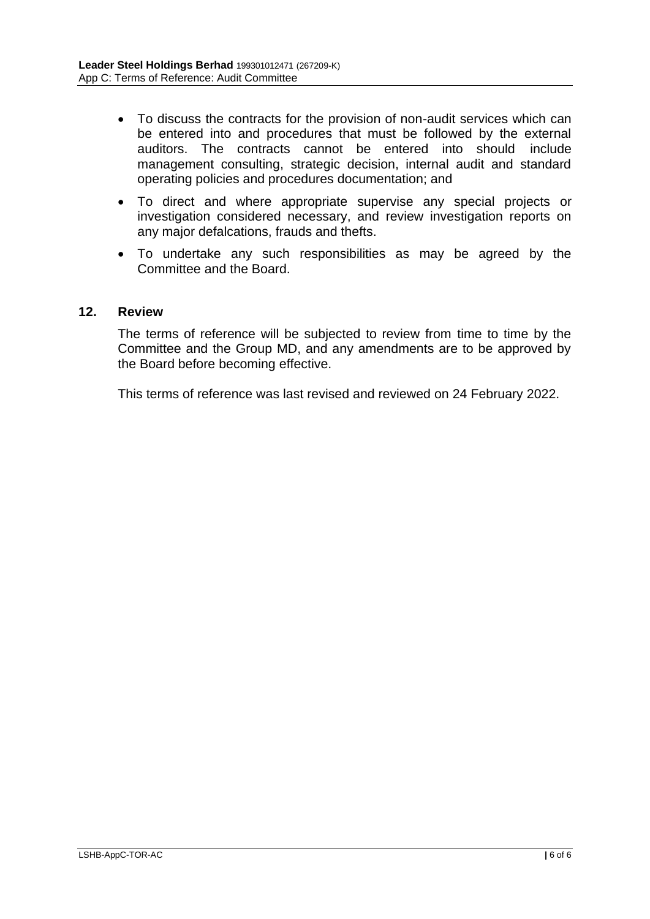- To discuss the contracts for the provision of non-audit services which can be entered into and procedures that must be followed by the external auditors. The contracts cannot be entered into should include management consulting, strategic decision, internal audit and standard operating policies and procedures documentation; and
- To direct and where appropriate supervise any special projects or investigation considered necessary, and review investigation reports on any major defalcations, frauds and thefts.
- To undertake any such responsibilities as may be agreed by the Committee and the Board.

## 12. Review

The terms of reference will be subjected to review from time to time by the Committee and the Group MD, and any amendments are to be approved by the Board before becoming effective.

This terms of reference was last revised and reviewed on 24 February 2022.